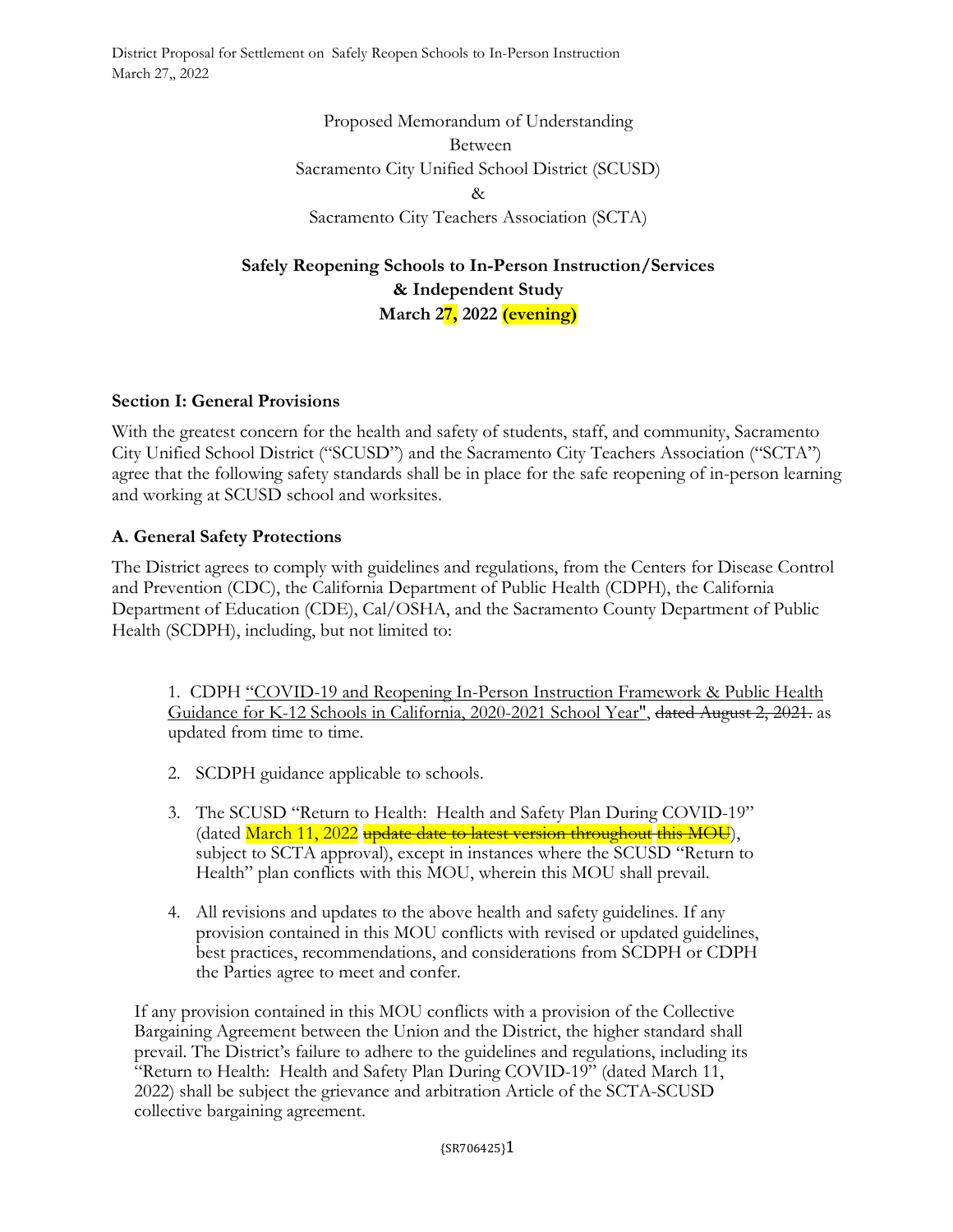Proposed Memorandum of Understanding
Between
Sacramento City Unified School District (SCUSD)
&
Sacramento City Teachers Association (SCTA)

**Safely Reopening Schools to In-Person Instruction/Services & Independent Study**
**March 27, 2022 (evening)**

**Section I: General Provisions**

With the greatest concern for the health and safety of students, staff, and community, Sacramento City Unified School District ("SCUSD") and the Sacramento City Teachers Association ("SCTA") agree that the following safety standards shall be in place for the safe reopening of in-person learning and working at SCUSD school and worksites.

**A. General Safety Protections**

The District agrees to comply with guidelines and regulations, from the Centers for Disease Control and Prevention (CDC), the California Department of Public Health (CDPH), the California Department of Education (CDE), Cal/OSHA, and the Sacramento County Department of Public Health (SCDPH), including, but not limited to:

1. CDPH "COVID-19 and Reopening In-Person Instruction Framework & Public Health Guidance for K-12 Schools in California, 2020-2021 School Year", ~~dated August 2, 2021.~~ as updated from time to time.

2. SCDPH guidance applicable to schools.

3. The SCUSD "Return to Health: Health and Safety Plan During COVID-19" (dated March 11, 2022 ~~update date to latest version throughout this MOU~~), subject to SCTA approval), except in instances where the SCUSD "Return to Health" plan conflicts with this MOU, wherein this MOU shall prevail.

4. All revisions and updates to the above health and safety guidelines. If any provision contained in this MOU conflicts with revised or updated guidelines, best practices, recommendations, and considerations from SCDPH or CDPH the Parties agree to meet and confer.

If any provision contained in this MOU conflicts with a provision of the Collective Bargaining Agreement between the Union and the District, the higher standard shall prevail. The District's failure to adhere to the guidelines and regulations, including its "Return to Health: Health and Safety Plan During COVID-19" (dated March 11, 2022) shall be subject the grievance and arbitration Article of the SCTA-SCUSD collective bargaining agreement.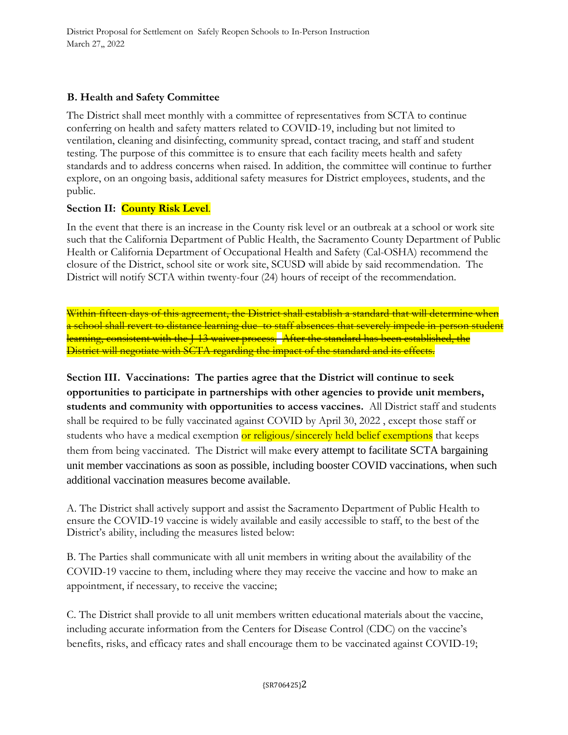### B. Health and Safety Committee

The District shall meet monthly with a committee of representatives from SCTA to continue conferring on health and safety matters related to COVID-19, including but not limited to ventilation, cleaning and disinfecting, community spread, contact tracing, and staff and student testing. The purpose of this committee is to ensure that each facility meets health and safety standards and to address concerns when raised. In addition, the committee will continue to further explore, on an ongoing basis, additional safety measures for District employees, students, and the public.

**Section II: County Risk Level**.

In the event that there is an increase in the County risk level or an outbreak at a school or work site such that the California Department of Public Health, the Sacramento County Department of Public Health or California Department of Occupational Health and Safety (Cal-OSHA) recommend the closure of the District, school site or work site, SCUSD will abide by said recommendation. The District will notify SCTA within twenty-four (24) hours of receipt of the recommendation.

~~Within fifteen days of this agreement, the District shall establish a standard that will determine when a school shall revert to distance learning due to staff absences that severely impede in-person student learning, consistent with the J-13 waiver process. After the standard has been established, the District will negotiate with SCTA regarding the impact of the standard and its effects.~~

**Section III. Vaccinations: The parties agree that the District will continue to seek opportunities to participate in partnerships with other agencies to provide unit members, students and community with opportunities to access vaccines.** All District staff and students shall be required to be fully vaccinated against COVID by April 30, 2022 , except those staff or students who have a medical exemption or religious/sincerely held belief exemptions that keeps them from being vaccinated. The District will make every attempt to facilitate SCTA bargaining unit member vaccinations as soon as possible, including booster COVID vaccinations, when such additional vaccination measures become available.

A. The District shall actively support and assist the Sacramento Department of Public Health to ensure the COVID-19 vaccine is widely available and easily accessible to staff, to the best of the District's ability, including the measures listed below:

B. The Parties shall communicate with all unit members in writing about the availability of the COVID-19 vaccine to them, including where they may receive the vaccine and how to make an appointment, if necessary, to receive the vaccine;

C. The District shall provide to all unit members written educational materials about the vaccine, including accurate information from the Centers for Disease Control (CDC) on the vaccine's benefits, risks, and efficacy rates and shall encourage them to be vaccinated against COVID-19;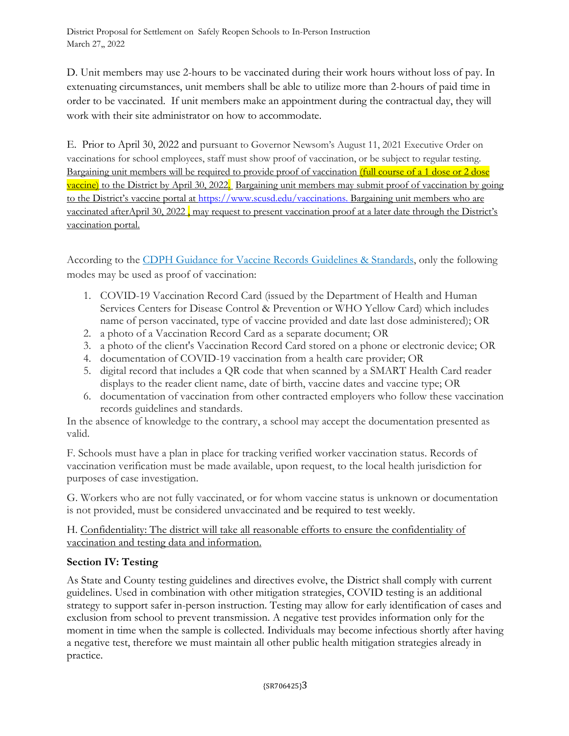D. Unit members may use 2-hours to be vaccinated during their work hours without loss of pay. In extenuating circumstances, unit members shall be able to utilize more than 2-hours of paid time in order to be vaccinated. If unit members make an appointment during the contractual day, they will work with their site administrator on how to accommodate.

E. Prior to April 30, 2022 and pursuant to Governor Newsom's August 11, 2021 Executive Order on vaccinations for school employees, staff must show proof of vaccination, or be subject to regular testing. Bargaining unit members will be required to provide proof of vaccination (full course of a 1 dose or 2 dose vaccine) to the District by April 30, 2022. Bargaining unit members may submit proof of vaccination by going to the District's vaccine portal at https://www.scusd.edu/vaccinations. Bargaining unit members who are vaccinated afterApril 30, 2022 , may request to present vaccination proof at a later date through the District's vaccination portal.

According to the CDPH Guidance for Vaccine Records Guidelines & Standards, only the following modes may be used as proof of vaccination:

1. COVID-19 Vaccination Record Card (issued by the Department of Health and Human Services Centers for Disease Control & Prevention or WHO Yellow Card) which includes name of person vaccinated, type of vaccine provided and date last dose administered); OR
2. a photo of a Vaccination Record Card as a separate document; OR
3. a photo of the client's Vaccination Record Card stored on a phone or electronic device; OR
4. documentation of COVID-19 vaccination from a health care provider; OR
5. digital record that includes a QR code that when scanned by a SMART Health Card reader displays to the reader client name, date of birth, vaccine dates and vaccine type; OR
6. documentation of vaccination from other contracted employers who follow these vaccination records guidelines and standards.

In the absence of knowledge to the contrary, a school may accept the documentation presented as valid.

F. Schools must have a plan in place for tracking verified worker vaccination status. Records of vaccination verification must be made available, upon request, to the local health jurisdiction for purposes of case investigation.

G. Workers who are not fully vaccinated, or for whom vaccine status is unknown or documentation is not provided, must be considered unvaccinated and be required to test weekly.

H. Confidentiality: The district will take all reasonable efforts to ensure the confidentiality of vaccination and testing data and information.

### Section IV: Testing

As State and County testing guidelines and directives evolve, the District shall comply with current guidelines. Used in combination with other mitigation strategies, COVID testing is an additional strategy to support safer in-person instruction. Testing may allow for early identification of cases and exclusion from school to prevent transmission. A negative test provides information only for the moment in time when the sample is collected. Individuals may become infectious shortly after having a negative test, therefore we must maintain all other public health mitigation strategies already in practice.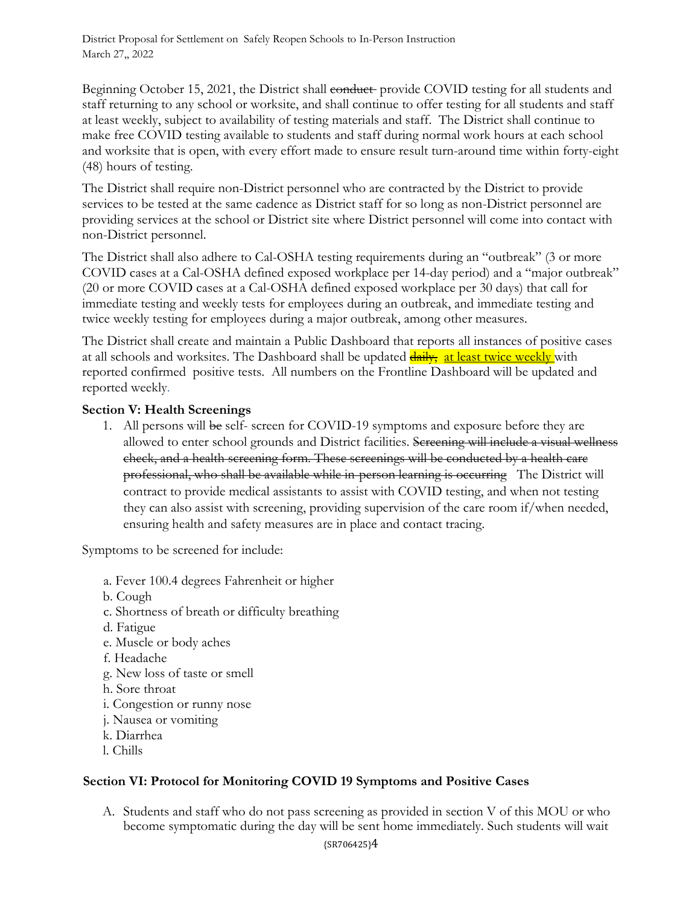Beginning October 15, 2021, the District shall ~~conduct~~ provide COVID testing for all students and staff returning to any school or worksite, and shall continue to offer testing for all students and staff at least weekly, subject to availability of testing materials and staff. The District shall continue to make free COVID testing available to students and staff during normal work hours at each school and worksite that is open, with every effort made to ensure result turn-around time within forty-eight (48) hours of testing.

The District shall require non-District personnel who are contracted by the District to provide services to be tested at the same cadence as District staff for so long as non-District personnel are providing services at the school or District site where District personnel will come into contact with non-District personnel.

The District shall also adhere to Cal-OSHA testing requirements during an "outbreak" (3 or more COVID cases at a Cal-OSHA defined exposed workplace per 14-day period) and a "major outbreak" (20 or more COVID cases at a Cal-OSHA defined exposed workplace per 30 days) that call for immediate testing and weekly tests for employees during an outbreak, and immediate testing and twice weekly testing for employees during a major outbreak, among other measures.

The District shall create and maintain a Public Dashboard that reports all instances of positive cases at all schools and worksites. The Dashboard shall be updated ~~daily,~~ at least twice weekly with reported confirmed positive tests. All numbers on the Frontline Dashboard will be updated and reported weekly.

**Section V: Health Screenings**

1. All persons will ~~be~~ self- screen for COVID-19 symptoms and exposure before they are allowed to enter school grounds and District facilities. ~~Screening will include a visual wellness check, and a health screening form. These screenings will be conducted by a health care professional, who shall be available while in-person learning is occurring~~ The District will contract to provide medical assistants to assist with COVID testing, and when not testing they can also assist with screening, providing supervision of the care room if/when needed, ensuring health and safety measures are in place and contact tracing.

Symptoms to be screened for include:

a. Fever 100.4 degrees Fahrenheit or higher
b. Cough
c. Shortness of breath or difficulty breathing
d. Fatigue
e. Muscle or body aches
f. Headache
g. New loss of taste or smell
h. Sore throat
i. Congestion or runny nose
j. Nausea or vomiting
k. Diarrhea
l. Chills

**Section VI: Protocol for Monitoring COVID 19 Symptoms and Positive Cases**

A. Students and staff who do not pass screening as provided in section V of this MOU or who become symptomatic during the day will be sent home immediately. Such students will wait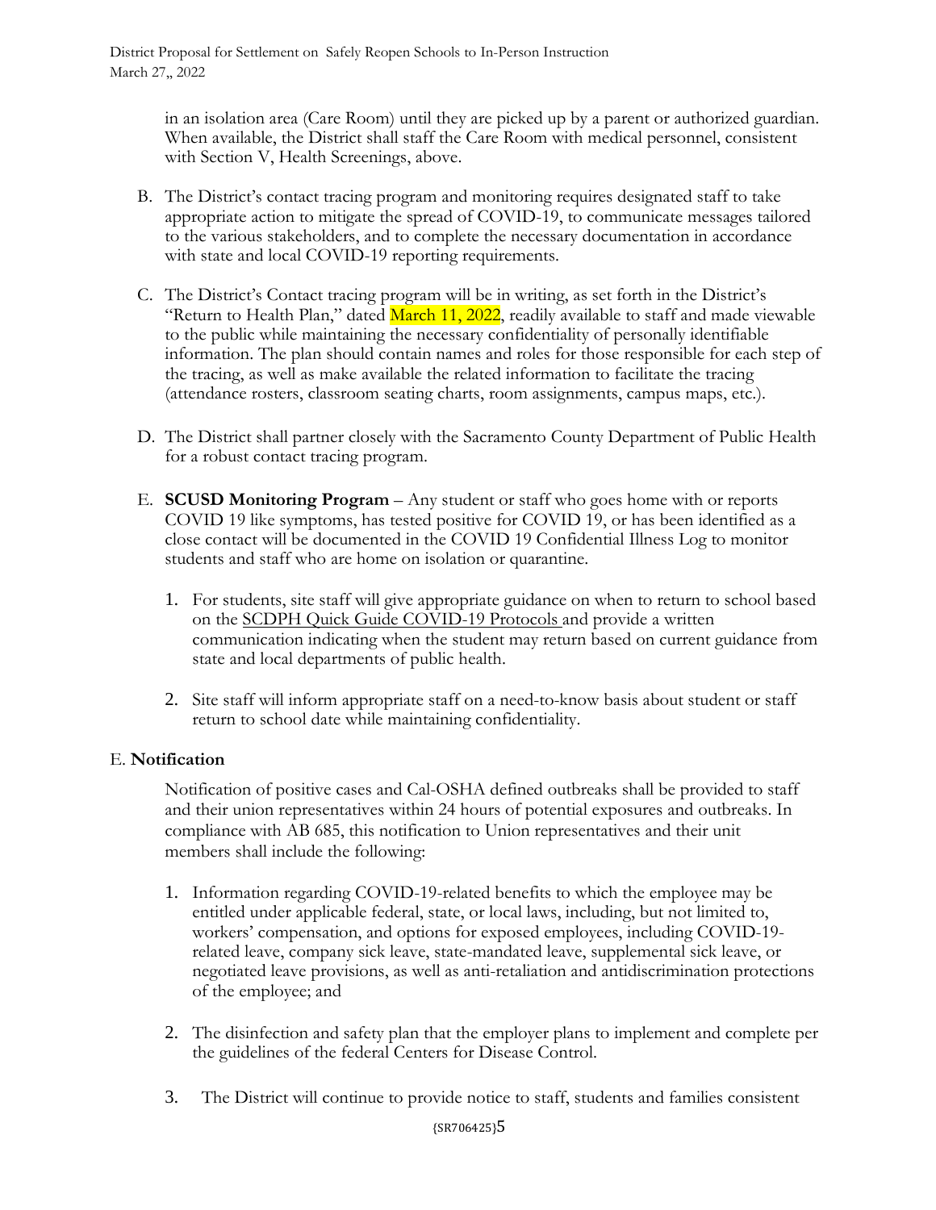in an isolation area (Care Room) until they are picked up by a parent or authorized guardian. When available, the District shall staff the Care Room with medical personnel, consistent with Section V, Health Screenings, above.

B. The District's contact tracing program and monitoring requires designated staff to take appropriate action to mitigate the spread of COVID-19, to communicate messages tailored to the various stakeholders, and to complete the necessary documentation in accordance with state and local COVID-19 reporting requirements.

C. The District's Contact tracing program will be in writing, as set forth in the District's "Return to Health Plan," dated March 11, 2022, readily available to staff and made viewable to the public while maintaining the necessary confidentiality of personally identifiable information. The plan should contain names and roles for those responsible for each step of the tracing, as well as make available the related information to facilitate the tracing (attendance rosters, classroom seating charts, room assignments, campus maps, etc.).

D. The District shall partner closely with the Sacramento County Department of Public Health for a robust contact tracing program.

E. **SCUSD Monitoring Program** – Any student or staff who goes home with or reports COVID 19 like symptoms, has tested positive for COVID 19, or has been identified as a close contact will be documented in the COVID 19 Confidential Illness Log to monitor students and staff who are home on isolation or quarantine.

   1. For students, site staff will give appropriate guidance on when to return to school based on the SCDPH Quick Guide COVID-19 Protocols and provide a written communication indicating when the student may return based on current guidance from state and local departments of public health.

   2. Site staff will inform appropriate staff on a need-to-know basis about student or staff return to school date while maintaining confidentiality.

E. **Notification**

Notification of positive cases and Cal-OSHA defined outbreaks shall be provided to staff and their union representatives within 24 hours of potential exposures and outbreaks. In compliance with AB 685, this notification to Union representatives and their unit members shall include the following:

1. Information regarding COVID-19-related benefits to which the employee may be entitled under applicable federal, state, or local laws, including, but not limited to, workers' compensation, and options for exposed employees, including COVID-19-related leave, company sick leave, state-mandated leave, supplemental sick leave, or negotiated leave provisions, as well as anti-retaliation and antidiscrimination protections of the employee; and

2. The disinfection and safety plan that the employer plans to implement and complete per the guidelines of the federal Centers for Disease Control.

3. The District will continue to provide notice to staff, students and families consistent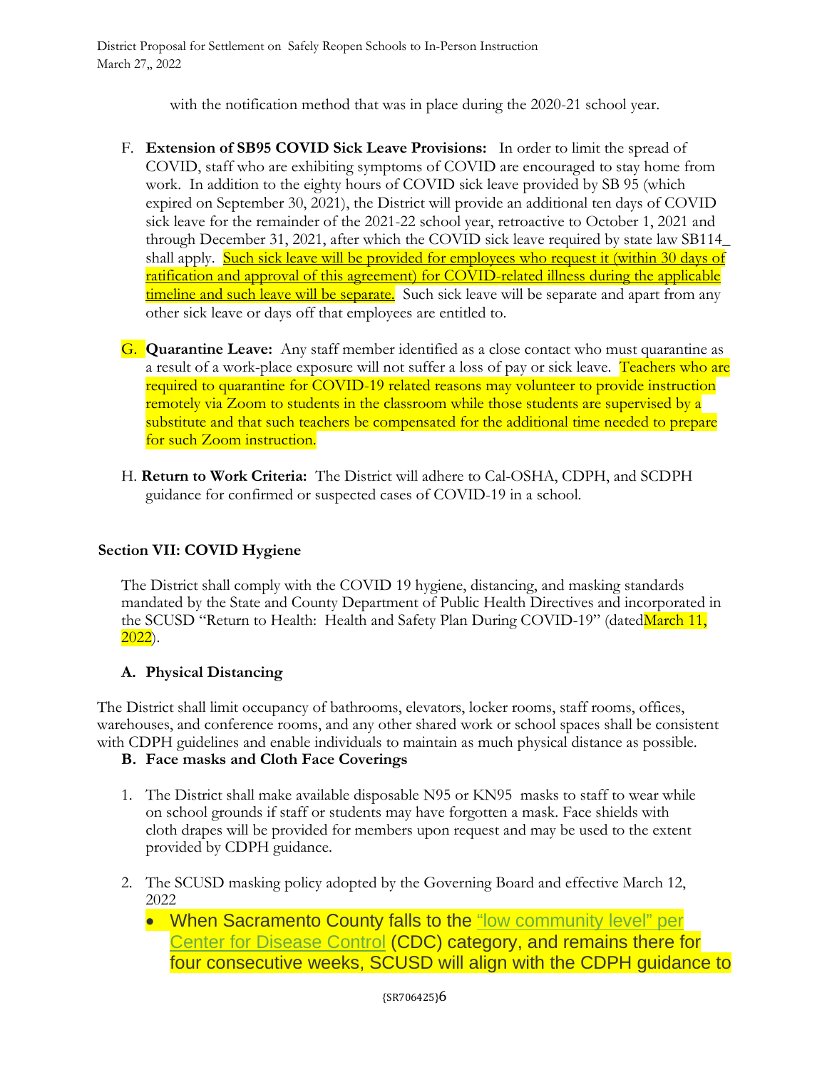with the notification method that was in place during the 2020-21 school year.

F. **Extension of SB95 COVID Sick Leave Provisions:** In order to limit the spread of COVID, staff who are exhibiting symptoms of COVID are encouraged to stay home from work. In addition to the eighty hours of COVID sick leave provided by SB 95 (which expired on September 30, 2021), the District will provide an additional ten days of COVID sick leave for the remainder of the 2021-22 school year, retroactive to October 1, 2021 and through December 31, 2021, after which the COVID sick leave required by state law SB114_ shall apply. Such sick leave will be provided for employees who request it (within 30 days of ratification and approval of this agreement) for COVID-related illness during the applicable timeline and such leave will be separate. Such sick leave will be separate and apart from any other sick leave or days off that employees are entitled to.

G. **Quarantine Leave:** Any staff member identified as a close contact who must quarantine as a result of a work-place exposure will not suffer a loss of pay or sick leave. Teachers who are required to quarantine for COVID-19 related reasons may volunteer to provide instruction remotely via Zoom to students in the classroom while those students are supervised by a substitute and that such teachers be compensated for the additional time needed to prepare for such Zoom instruction.

H. **Return to Work Criteria:** The District will adhere to Cal-OSHA, CDPH, and SCDPH guidance for confirmed or suspected cases of COVID-19 in a school.

## Section VII: COVID Hygiene

The District shall comply with the COVID 19 hygiene, distancing, and masking standards mandated by the State and County Department of Public Health Directives and incorporated in the SCUSD "Return to Health: Health and Safety Plan During COVID-19" (datedMarch 11, 2022).

### A. Physical Distancing

The District shall limit occupancy of bathrooms, elevators, locker rooms, staff rooms, offices, warehouses, and conference rooms, and any other shared work or school spaces shall be consistent with CDPH guidelines and enable individuals to maintain as much physical distance as possible.

### B. Face masks and Cloth Face Coverings

1. The District shall make available disposable N95 or KN95 masks to staff to wear while on school grounds if staff or students may have forgotten a mask. Face shields with cloth drapes will be provided for members upon request and may be used to the extent provided by CDPH guidance.

2. The SCUSD masking policy adopted by the Governing Board and effective March 12, 2022
   - When Sacramento County falls to the "low community level" per Center for Disease Control (CDC) category, and remains there for four consecutive weeks, SCUSD will align with the CDPH guidance to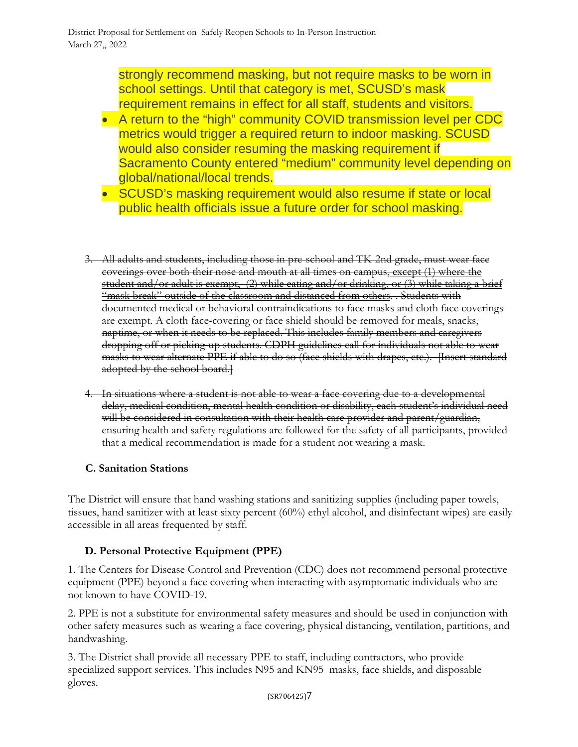strongly recommend masking, but not require masks to be worn in school settings. Until that category is met, SCUSD's mask requirement remains in effect for all staff, students and visitors.

- A return to the "high" community COVID transmission level per CDC metrics would trigger a required return to indoor masking. SCUSD would also consider resuming the masking requirement if Sacramento County entered "medium" community level depending on global/national/local trends.
- SCUSD's masking requirement would also resume if state or local public health officials issue a future order for school masking.

3. ~~All adults and students, including those in pre-school and TK-2nd grade, must wear face coverings over both their nose and mouth at all times on campus, except (1) where the student and/or adult is exempt, (2) while eating and/or drinking, or (3) while taking a brief "mask break" outside of the classroom and distanced from others. . Students with documented medical or behavioral contraindications to face masks and cloth face coverings are exempt. A cloth face-covering or face shield should be removed for meals, snacks, naptime, or when it needs to be replaced. This includes family members and caregivers dropping off or picking-up students. CDPH guidelines call for individuals not able to wear masks to wear alternate PPE if able to do so (face shields with drapes, etc.). [Insert standard adopted by the school board.]~~

4. ~~In situations where a student is not able to wear a face covering due to a developmental delay, medical condition, mental health condition or disability, each student's individual need will be considered in consultation with their health care provider and parent/guardian, ensuring health and safety regulations are followed for the safety of all participants, provided that a medical recommendation is made for a student not wearing a mask.~~

### C. Sanitation Stations

The District will ensure that hand washing stations and sanitizing supplies (including paper towels, tissues, hand sanitizer with at least sixty percent (60%) ethyl alcohol, and disinfectant wipes) are easily accessible in all areas frequented by staff.

### D. Personal Protective Equipment (PPE)

1. The Centers for Disease Control and Prevention (CDC) does not recommend personal protective equipment (PPE) beyond a face covering when interacting with asymptomatic individuals who are not known to have COVID-19.

2. PPE is not a substitute for environmental safety measures and should be used in conjunction with other safety measures such as wearing a face covering, physical distancing, ventilation, partitions, and handwashing.

3. The District shall provide all necessary PPE to staff, including contractors, who provide specialized support services. This includes N95 and KN95 masks, face shields, and disposable gloves.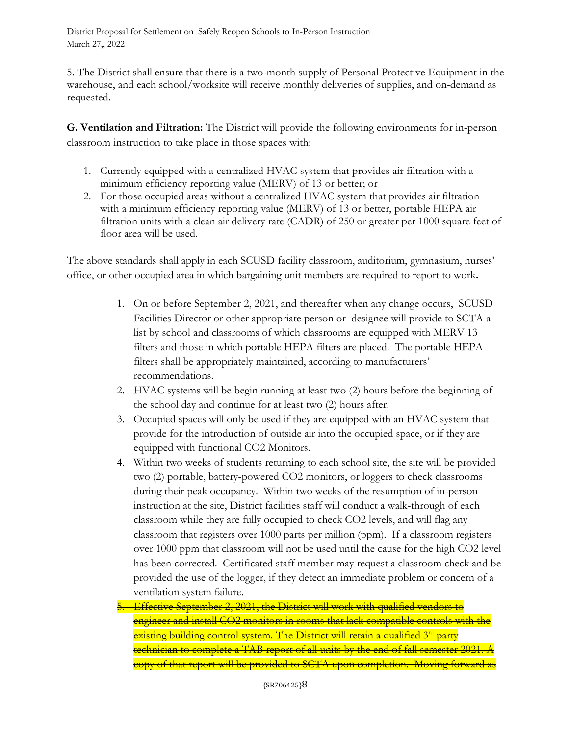5. The District shall ensure that there is a two-month supply of Personal Protective Equipment in the warehouse, and each school/worksite will receive monthly deliveries of supplies, and on-demand as requested.

**G. Ventilation and Filtration:** The District will provide the following environments for in-person classroom instruction to take place in those spaces with:

1. Currently equipped with a centralized HVAC system that provides air filtration with a minimum efficiency reporting value (MERV) of 13 or better; or
2. For those occupied areas without a centralized HVAC system that provides air filtration with a minimum efficiency reporting value (MERV) of 13 or better, portable HEPA air filtration units with a clean air delivery rate (CADR) of 250 or greater per 1000 square feet of floor area will be used.

The above standards shall apply in each SCUSD facility classroom, auditorium, gymnasium, nurses' office, or other occupied area in which bargaining unit members are required to report to work**.**

1. On or before September 2, 2021, and thereafter when any change occurs, SCUSD Facilities Director or other appropriate person or designee will provide to SCTA a list by school and classrooms of which classrooms are equipped with MERV 13 filters and those in which portable HEPA filters are placed. The portable HEPA filters shall be appropriately maintained, according to manufacturers' recommendations.
2. HVAC systems will be begin running at least two (2) hours before the beginning of the school day and continue for at least two (2) hours after.
3. Occupied spaces will only be used if they are equipped with an HVAC system that provide for the introduction of outside air into the occupied space, or if they are equipped with functional $CO_2$ Monitors.
4. Within two weeks of students returning to each school site, the site will be provided two (2) portable, battery-powered $CO_2$ monitors, or loggers to check classrooms during their peak occupancy. Within two weeks of the resumption of in-person instruction at the site, District facilities staff will conduct a walk-through of each classroom while they are fully occupied to check $CO_2$ levels, and will flag any classroom that registers over 1000 parts per million (ppm). If a classroom registers over 1000 ppm that classroom will not be used until the cause for the high $CO_2$ level has been corrected. Certificated staff member may request a classroom check and be provided the use of the logger, if they detect an immediate problem or concern of a ventilation system failure.
5. ~~Effective September 2, 2021, the District will work with qualified vendors to engineer and install $CO_2$ monitors in rooms that lack compatible controls with the existing building control system. The District will retain a qualified 3rd party technician to complete a TAB report of all units by the end of fall semester 2021. A copy of that report will be provided to SCTA upon completion. Moving forward as~~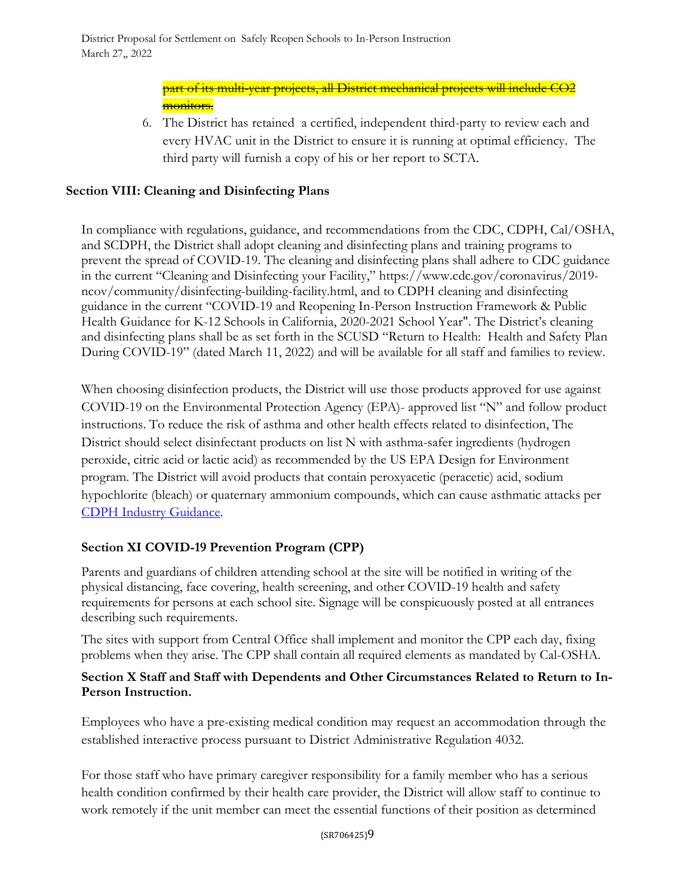~~part of its multi-year projects, all District mechanical projects will include $CO_2$ monitors.~~

6. The District has retained a certified, independent third-party to review each and every HVAC unit in the District to ensure it is running at optimal efficiency. The third party will furnish a copy of his or her report to SCTA.

## Section VIII: Cleaning and Disinfecting Plans

In compliance with regulations, guidance, and recommendations from the CDC, CDPH, Cal/OSHA, and SCDPH, the District shall adopt cleaning and disinfecting plans and training programs to prevent the spread of COVID-19. The cleaning and disinfecting plans shall adhere to CDC guidance in the current "Cleaning and Disinfecting your Facility," https://www.cdc.gov/coronavirus/2019-ncov/community/disinfecting-building-facility.html, and to CDPH cleaning and disinfecting guidance in the current "COVID-19 and Reopening In-Person Instruction Framework & Public Health Guidance for K-12 Schools in California, 2020-2021 School Year". The District's cleaning and disinfecting plans shall be as set forth in the SCUSD "Return to Health: Health and Safety Plan During COVID-19" (dated March 11, 2022) and will be available for all staff and families to review.

When choosing disinfection products, the District will use those products approved for use against COVID-19 on the Environmental Protection Agency (EPA)- approved list "N" and follow product instructions. To reduce the risk of asthma and other health effects related to disinfection, The District should select disinfectant products on list N with asthma-safer ingredients (hydrogen peroxide, citric acid or lactic acid) as recommended by the US EPA Design for Environment program. The District will avoid products that contain peroxyacetic (peracetic) acid, sodium hypochlorite (bleach) or quaternary ammonium compounds, which can cause asthmatic attacks per CDPH Industry Guidance.

## Section XI COVID-19 Prevention Program (CPP)

Parents and guardians of children attending school at the site will be notified in writing of the physical distancing, face covering, health screening, and other COVID-19 health and safety requirements for persons at each school site. Signage will be conspicuously posted at all entrances describing such requirements.

The sites with support from Central Office shall implement and monitor the CPP each day, fixing problems when they arise. The CPP shall contain all required elements as mandated by Cal-OSHA.

## Section X Staff and Staff with Dependents and Other Circumstances Related to Return to In-Person Instruction.

Employees who have a pre-existing medical condition may request an accommodation through the established interactive process pursuant to District Administrative Regulation 4032.

For those staff who have primary caregiver responsibility for a family member who has a serious health condition confirmed by their health care provider, the District will allow staff to continue to work remotely if the unit member can meet the essential functions of their position as determined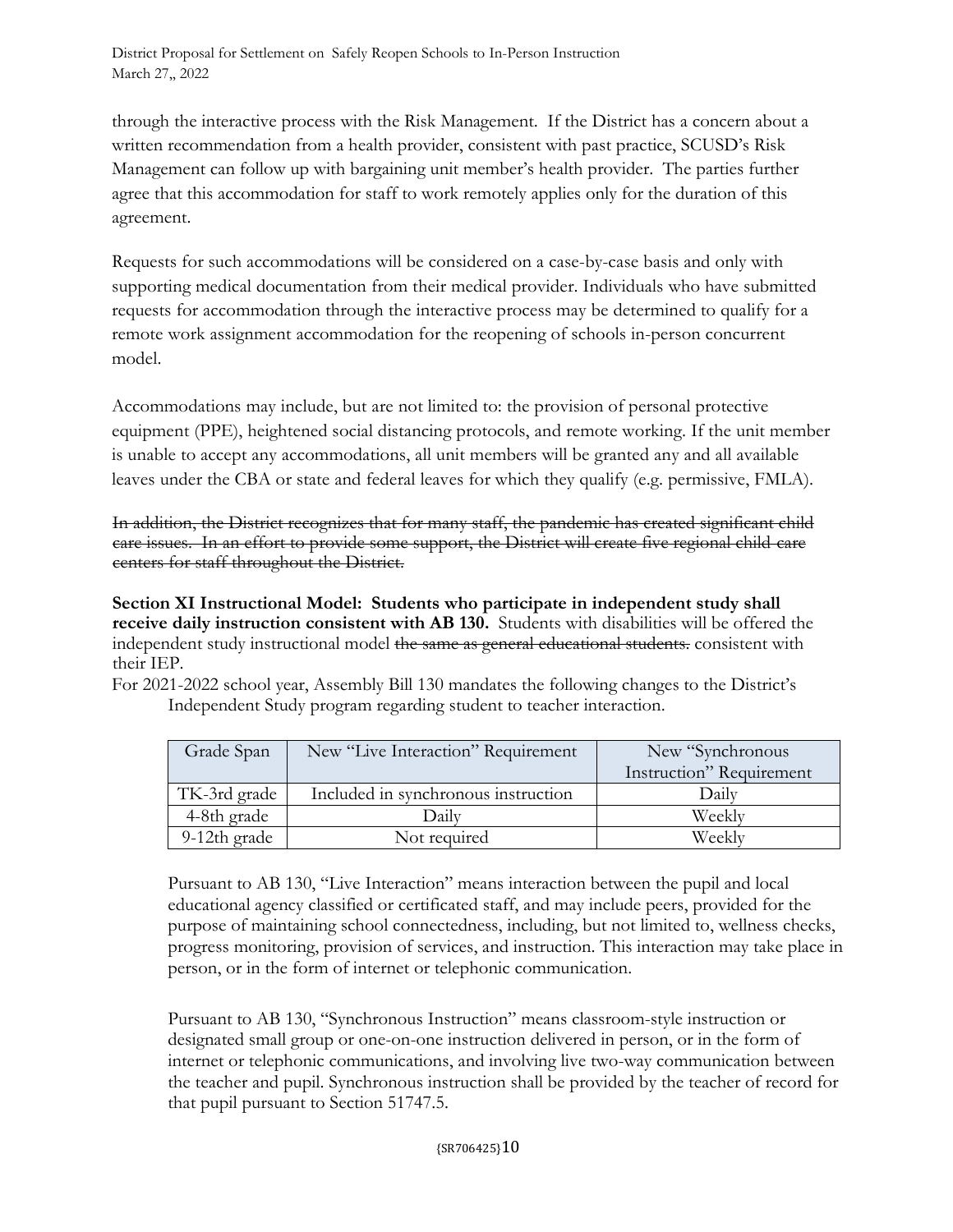through the interactive process with the Risk Management. If the District has a concern about a written recommendation from a health provider, consistent with past practice, SCUSD's Risk Management can follow up with bargaining unit member's health provider. The parties further agree that this accommodation for staff to work remotely applies only for the duration of this agreement.

Requests for such accommodations will be considered on a case-by-case basis and only with supporting medical documentation from their medical provider. Individuals who have submitted requests for accommodation through the interactive process may be determined to qualify for a remote work assignment accommodation for the reopening of schools in-person concurrent model.

Accommodations may include, but are not limited to: the provision of personal protective equipment (PPE), heightened social distancing protocols, and remote working. If the unit member is unable to accept any accommodations, all unit members will be granted any and all available leaves under the CBA or state and federal leaves for which they qualify (e.g. permissive, FMLA).

~~In addition, the District recognizes that for many staff, the pandemic has created significant child care issues. In an effort to provide some support, the District will create five regional child-care centers for staff throughout the District.~~

**Section XI Instructional Model: Students who participate in independent study shall receive daily instruction consistent with AB 130.** Students with disabilities will be offered the independent study instructional model ~~the same as general educational students.~~ consistent with their IEP.

For 2021-2022 school year, Assembly Bill 130 mandates the following changes to the District's Independent Study program regarding student to teacher interaction.

| Grade Span | New "Live Interaction" Requirement | New "Synchronous Instruction" Requirement |
|---|---|---|
| TK-3rd grade | Included in synchronous instruction | Daily |
| 4-8th grade | Daily | Weekly |
| 9-12th grade | Not required | Weekly |

Pursuant to AB 130, "Live Interaction" means interaction between the pupil and local educational agency classified or certificated staff, and may include peers, provided for the purpose of maintaining school connectedness, including, but not limited to, wellness checks, progress monitoring, provision of services, and instruction. This interaction may take place in person, or in the form of internet or telephonic communication.

Pursuant to AB 130, "Synchronous Instruction" means classroom-style instruction or designated small group or one-on-one instruction delivered in person, or in the form of internet or telephonic communications, and involving live two-way communication between the teacher and pupil. Synchronous instruction shall be provided by the teacher of record for that pupil pursuant to Section 51747.5.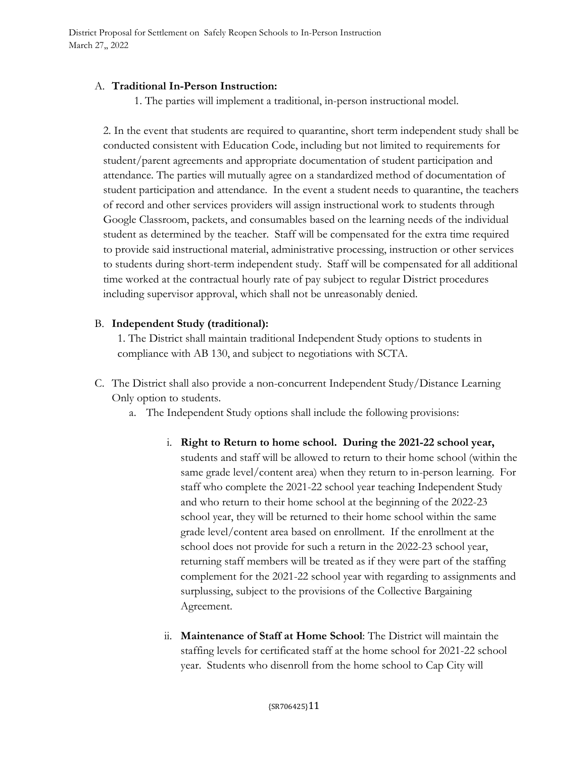A. **Traditional In-Person Instruction:**

1. The parties will implement a traditional, in-person instructional model.

2. In the event that students are required to quarantine, short term independent study shall be conducted consistent with Education Code, including but not limited to requirements for student/parent agreements and appropriate documentation of student participation and attendance. The parties will mutually agree on a standardized method of documentation of student participation and attendance. In the event a student needs to quarantine, the teachers of record and other services providers will assign instructional work to students through Google Classroom, packets, and consumables based on the learning needs of the individual student as determined by the teacher. Staff will be compensated for the extra time required to provide said instructional material, administrative processing, instruction or other services to students during short-term independent study. Staff will be compensated for all additional time worked at the contractual hourly rate of pay subject to regular District procedures including supervisor approval, which shall not be unreasonably denied.

B. **Independent Study (traditional):**

1. The District shall maintain traditional Independent Study options to students in compliance with AB 130, and subject to negotiations with SCTA.

C. The District shall also provide a non-concurrent Independent Study/Distance Learning Only option to students.

a. The Independent Study options shall include the following provisions:

i. **Right to Return to home school. During the 2021-22 school year,** students and staff will be allowed to return to their home school (within the same grade level/content area) when they return to in-person learning. For staff who complete the 2021-22 school year teaching Independent Study and who return to their home school at the beginning of the 2022-23 school year, they will be returned to their home school within the same grade level/content area based on enrollment. If the enrollment at the school does not provide for such a return in the 2022-23 school year, returning staff members will be treated as if they were part of the staffing complement for the 2021-22 school year with regarding to assignments and surplussing, subject to the provisions of the Collective Bargaining Agreement.

ii. **Maintenance of Staff at Home School**: The District will maintain the staffing levels for certificated staff at the home school for 2021-22 school year. Students who disenroll from the home school to Cap City will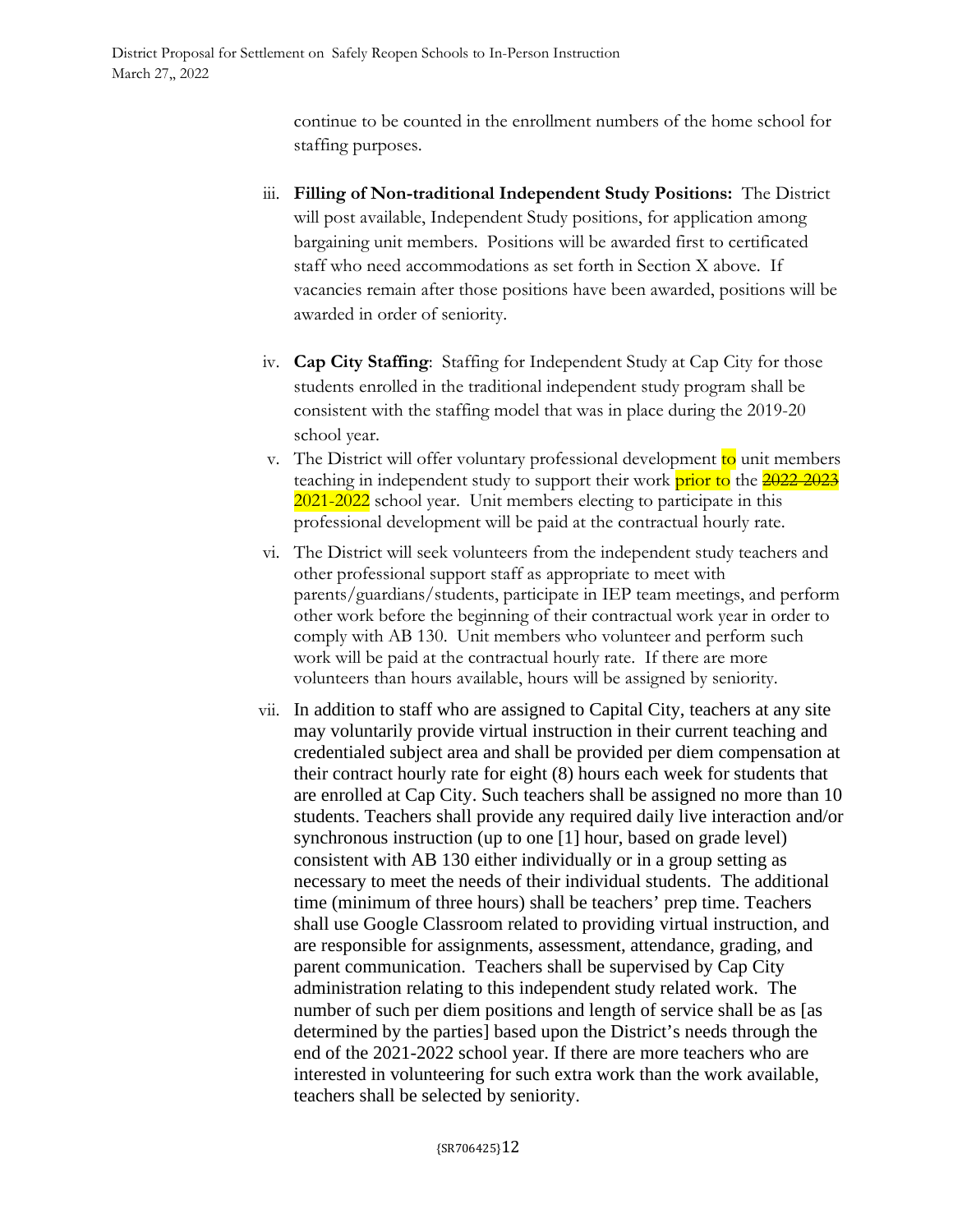continue to be counted in the enrollment numbers of the home school for staffing purposes.

iii. **Filling of Non-traditional Independent Study Positions:** The District will post available, Independent Study positions, for application among bargaining unit members. Positions will be awarded first to certificated staff who need accommodations as set forth in Section X above. If vacancies remain after those positions have been awarded, positions will be awarded in order of seniority.

iv. **Cap City Staffing**: Staffing for Independent Study at Cap City for those students enrolled in the traditional independent study program shall be consistent with the staffing model that was in place during the 2019-20 school year.

v. The District will offer voluntary professional development to unit members teaching in independent study to support their work prior to the ~~2022-2023~~ 2021-2022 school year. Unit members electing to participate in this professional development will be paid at the contractual hourly rate.

vi. The District will seek volunteers from the independent study teachers and other professional support staff as appropriate to meet with parents/guardians/students, participate in IEP team meetings, and perform other work before the beginning of their contractual work year in order to comply with AB 130. Unit members who volunteer and perform such work will be paid at the contractual hourly rate. If there are more volunteers than hours available, hours will be assigned by seniority.

vii. In addition to staff who are assigned to Capital City, teachers at any site may voluntarily provide virtual instruction in their current teaching and credentialed subject area and shall be provided per diem compensation at their contract hourly rate for eight (8) hours each week for students that are enrolled at Cap City. Such teachers shall be assigned no more than 10 students. Teachers shall provide any required daily live interaction and/or synchronous instruction (up to one [1] hour, based on grade level) consistent with AB 130 either individually or in a group setting as necessary to meet the needs of their individual students. The additional time (minimum of three hours) shall be teachers' prep time. Teachers shall use Google Classroom related to providing virtual instruction, and are responsible for assignments, assessment, attendance, grading, and parent communication. Teachers shall be supervised by Cap City administration relating to this independent study related work. The number of such per diem positions and length of service shall be as [as determined by the parties] based upon the District's needs through the end of the 2021-2022 school year. If there are more teachers who are interested in volunteering for such extra work than the work available, teachers shall be selected by seniority.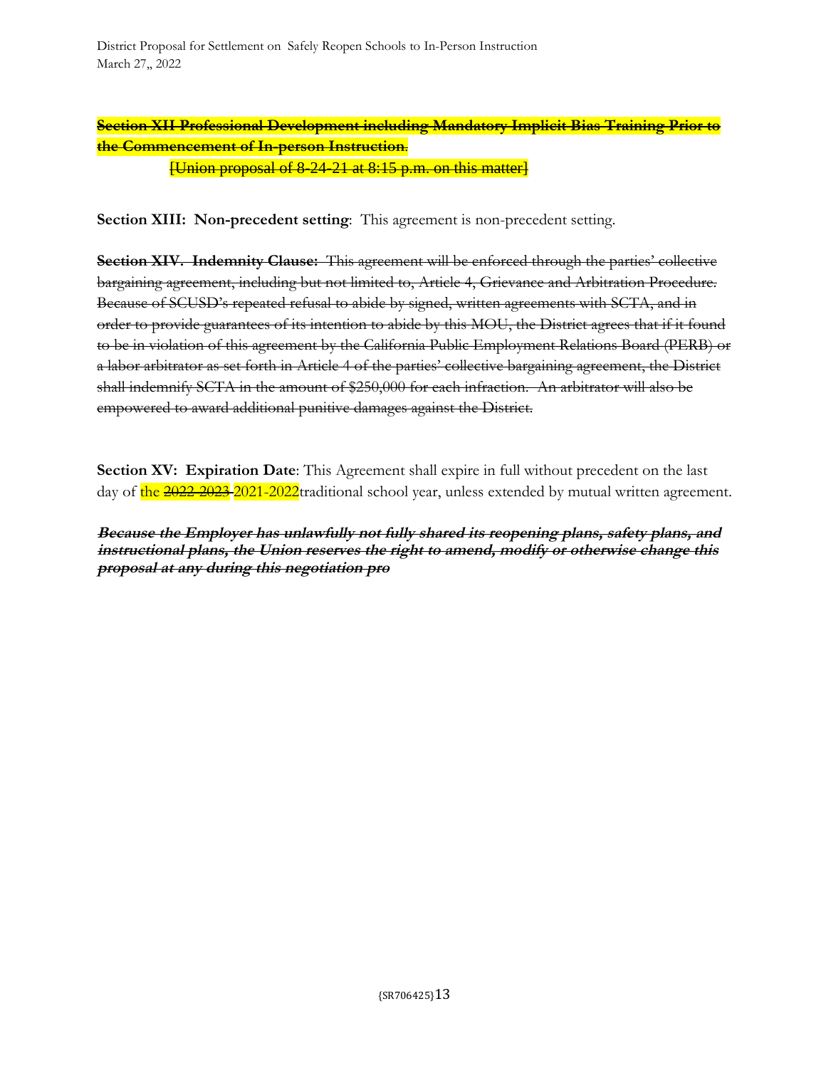~~**Section XII Professional Development including Mandatory Implicit Bias Training Prior to the Commencement of In-person Instruction**.~~

~~[Union proposal of 8-24-21 at 8:15 p.m. on this matter]~~

**Section XIII: Non-precedent setting**: This agreement is non-precedent setting.

~~**Section XIV. Indemnity Clause:** This agreement will be enforced through the parties' collective bargaining agreement, including but not limited to, Article 4, Grievance and Arbitration Procedure. Because of SCUSD's repeated refusal to abide by signed, written agreements with SCTA, and in order to provide guarantees of its intention to abide by this MOU, the District agrees that if it found to be in violation of this agreement by the California Public Employment Relations Board (PERB) or a labor arbitrator as set forth in Article 4 of the parties' collective bargaining agreement, the District shall indemnify SCTA in the amount of $250,000 for each infraction. An arbitrator will also be empowered to award additional punitive damages against the District.~~

**Section XV: Expiration Date**: This Agreement shall expire in full without precedent on the last day of the ~~2022-2023~~ 2021-2022traditional school year, unless extended by mutual written agreement.

~~***Because the Employer has unlawfully not fully shared its reopening plans, safety plans, and instructional plans, the Union reserves the right to amend, modify or otherwise change this proposal at any during this negotiation pro***~~